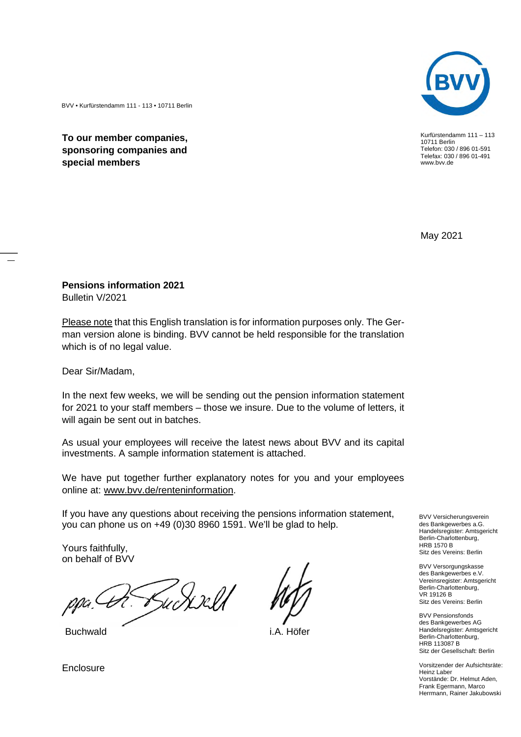BVV • Kurfürstendamm 111 - 113 • 10711 Berlin

**To our member companies, sponsoring companies and special members**

Kurfürstendamm 111 – 113
10711 Berlin
Telefon: 030 / 896 01-591
Telefax: 030 / 896 01-491
www.bvv.de

May 2021

**Pensions information 2021**
Bulletin V/2021

Please note that this English translation is for information purposes only. The German version alone is binding. BVV cannot be held responsible for the translation which is of no legal value.

Dear Sir/Madam,

In the next few weeks, we will be sending out the pension information statement for 2021 to your staff members – those we insure. Due to the volume of letters, it will again be sent out in batches.

As usual your employees will receive the latest news about BVV and its capital investments. A sample information statement is attached.

We have put together further explanatory notes for you and your employees online at: www.bvv.de/renteninformation.

If you have any questions about receiving the pensions information statement, you can phone us on +49 (0)30 8960 1591. We'll be glad to help.

Yours faithfully,
on behalf of BVV

Buchwald

i.A. Höfer

Enclosure

BVV Versicherungsverein des Bankgewerbes a.G.
Handelsregister: Amtsgericht Berlin-Charlottenburg, HRB 1570 B
Sitz des Vereins: Berlin

BVV Versorgungskasse des Bankgewerbes e.V.
Vereinsregister: Amtsgericht Berlin-Charlottenburg, VR 19126 B
Sitz des Vereins: Berlin

BVV Pensionsfonds des Bankgewerbes AG
Handelsregister: Amtsgericht Berlin-Charlottenburg, HRB 113087 B
Sitz der Gesellschaft: Berlin

Vorsitzender der Aufsichtsräte: Heinz Laber
Vorstände: Dr. Helmut Aden, Frank Egermann, Marco Herrmann, Rainer Jakubowski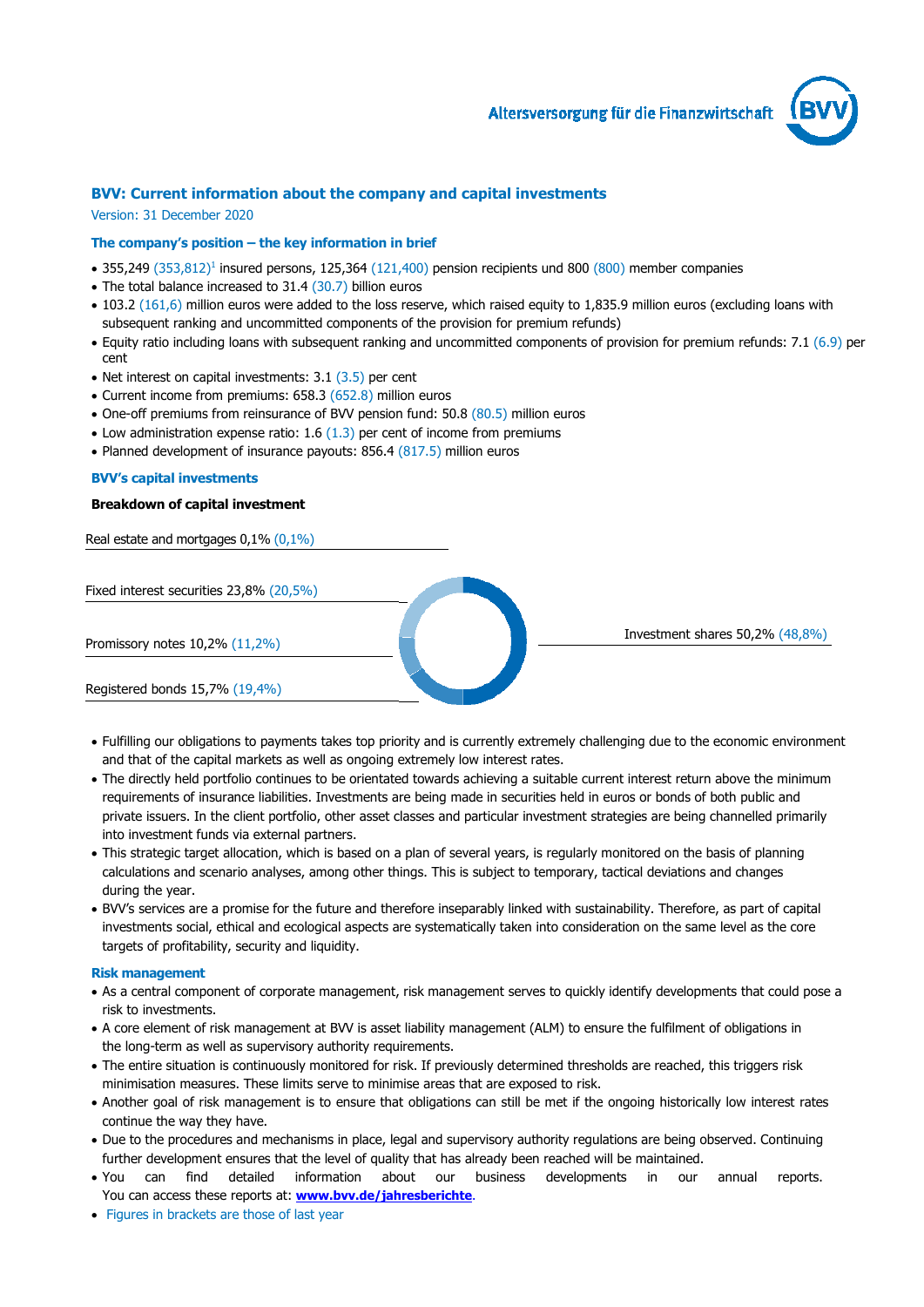Altersversorgung für die Finanzwirtschaft

## BVV: Current information about the company and capital investments

Version: 31 December 2020

### The company's position – the key information in brief

- 355,249 (353,812)[1] insured persons, 125,364 (121,400) pension recipients und 800 (800) member companies
- The total balance increased to 31.4 (30.7) billion euros
- 103.2 (161,6) million euros were added to the loss reserve, which raised equity to 1,835.9 million euros (excluding loans with subsequent ranking and uncommitted components of the provision for premium refunds)
- Equity ratio including loans with subsequent ranking and uncommitted components of provision for premium refunds: 7.1 (6.9) per cent
- Net interest on capital investments: 3.1 (3.5) per cent
- Current income from premiums: 658.3 (652.8) million euros
- One-off premiums from reinsurance of BVV pension fund: 50.8 (80.5) million euros
- Low administration expense ratio: 1.6 (1.3) per cent of income from premiums
- Planned development of insurance payouts: 856.4 (817.5) million euros

### BVV's capital investments

**Breakdown of capital investment**

Real estate and mortgages 0,1% (0,1%)

Fixed interest securities 23,8% (20,5%)

Promissory notes 10,2% (11,2%)

Registered bonds 15,7% (19,4%)

Investment shares 50,2% (48,8%)

- Fulfilling our obligations to payments takes top priority and is currently extremely challenging due to the economic environment and that of the capital markets as well as ongoing extremely low interest rates.
- The directly held portfolio continues to be orientated towards achieving a suitable current interest return above the minimum requirements of insurance liabilities. Investments are being made in securities held in euros or bonds of both public and private issuers. In the client portfolio, other asset classes and particular investment strategies are being channelled primarily into investment funds via external partners.
- This strategic target allocation, which is based on a plan of several years, is regularly monitored on the basis of planning calculations and scenario analyses, among other things. This is subject to temporary, tactical deviations and changes during the year.
- BVV's services are a promise for the future and therefore inseparably linked with sustainability. Therefore, as part of capital investments social, ethical and ecological aspects are systematically taken into consideration on the same level as the core targets of profitability, security and liquidity.

### Risk management

- As a central component of corporate management, risk management serves to quickly identify developments that could pose a risk to investments.
- A core element of risk management at BVV is asset liability management (ALM) to ensure the fulfilment of obligations in the long-term as well as supervisory authority requirements.
- The entire situation is continuously monitored for risk. If previously determined thresholds are reached, this triggers risk minimisation measures. These limits serve to minimise areas that are exposed to risk.
- Another goal of risk management is to ensure that obligations can still be met if the ongoing historically low interest rates continue the way they have.
- Due to the procedures and mechanisms in place, legal and supervisory authority regulations are being observed. Continuing further development ensures that the level of quality that has already been reached will be maintained.
- You can find detailed information about our business developments in our annual reports. You can access these reports at: **www.bvv.de/jahresberichte**.
- Figures in brackets are those of last year